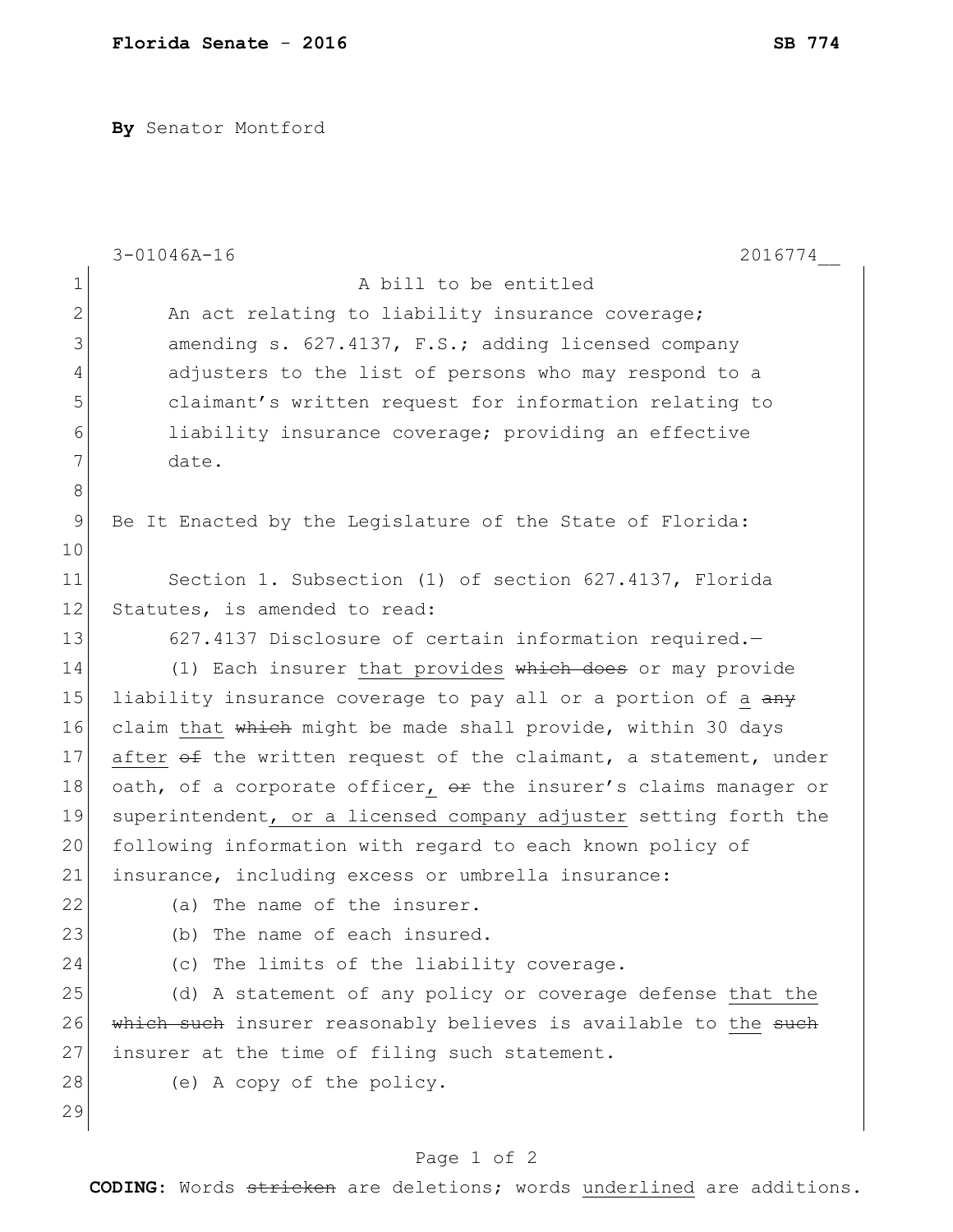**Florida Senate - 2016** **SB 774**

**By** Senator Montford

3-01046A-16 2016774__

A bill to be entitled

An act relating to liability insurance coverage; amending s. 627.4137, F.S.; adding licensed company adjusters to the list of persons who may respond to a claimant's written request for information relating to liability insurance coverage; providing an effective date.

Be It Enacted by the Legislature of the State of Florida:

Section 1. Subsection (1) of section 627.4137, Florida Statutes, is amended to read:

627.4137 Disclosure of certain information required.—

(1) Each insurer <u>that provides</u> ~~which does~~ or may provide liability insurance coverage to pay all or a portion of <u>a</u> ~~any~~ claim <u>that</u> ~~which~~ might be made shall provide, within 30 days <u>after</u> ~~of~~ the written request of the claimant, a statement, under oath, of a corporate officer<u>,</u> ~~or~~ the insurer's claims manager or superintendent<u>, or a licensed company adjuster</u> setting forth the following information with regard to each known policy of insurance, including excess or umbrella insurance:

(a) The name of the insurer.

(b) The name of each insured.

(c) The limits of the liability coverage.

(d) A statement of any policy or coverage defense <u>that the</u> ~~which such~~ insurer reasonably believes is available to <u>the</u> ~~such~~ insurer at the time of filing such statement.

(e) A copy of the policy.

**CODING:** Words ~~stricken~~ are deletions; words <u>underlined</u> are additions.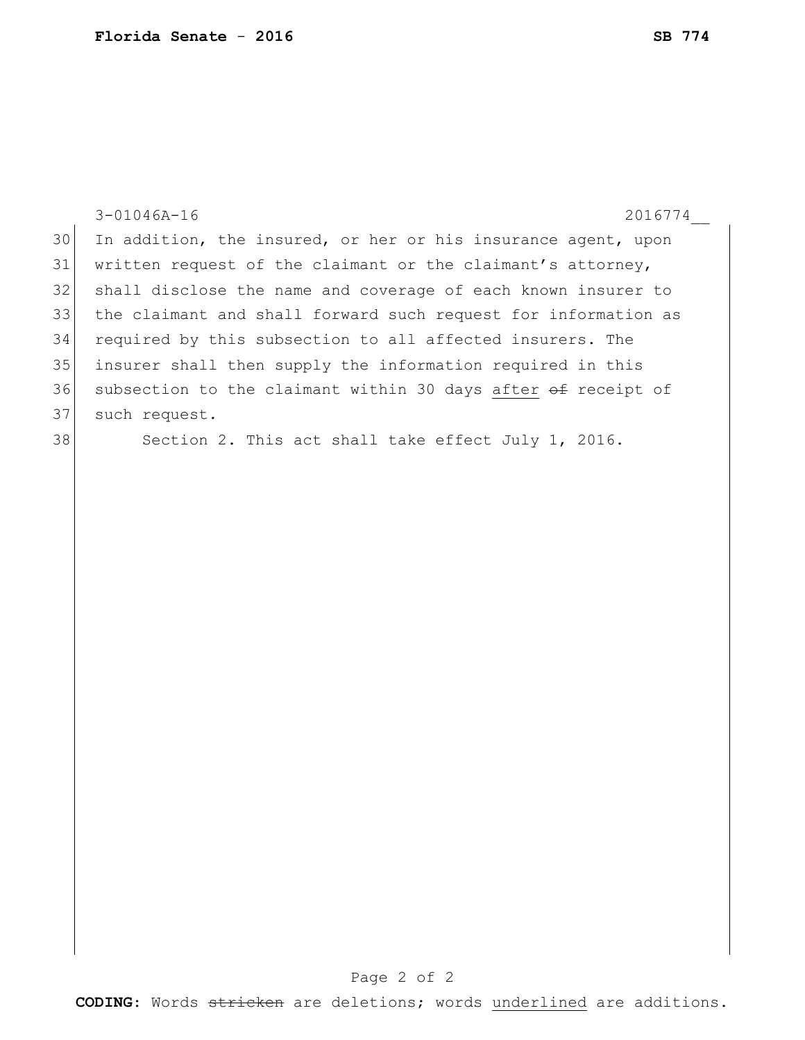3-01046A-16 2016774__

30 In addition, the insured, or her or his insurance agent, upon
31 written request of the claimant or the claimant's attorney,
32 shall disclose the name and coverage of each known insurer to
33 the claimant and shall forward such request for information as
34 required by this subsection to all affected insurers. The
35 insurer shall then supply the information required in this
36 subsection to the claimant within 30 days <u>after</u> ~~of~~ receipt of
37 such request.

38 Section 2. This act shall take effect July 1, 2016.

**CODING:** Words ~~stricken~~ are deletions; words <u>underlined</u> are additions.